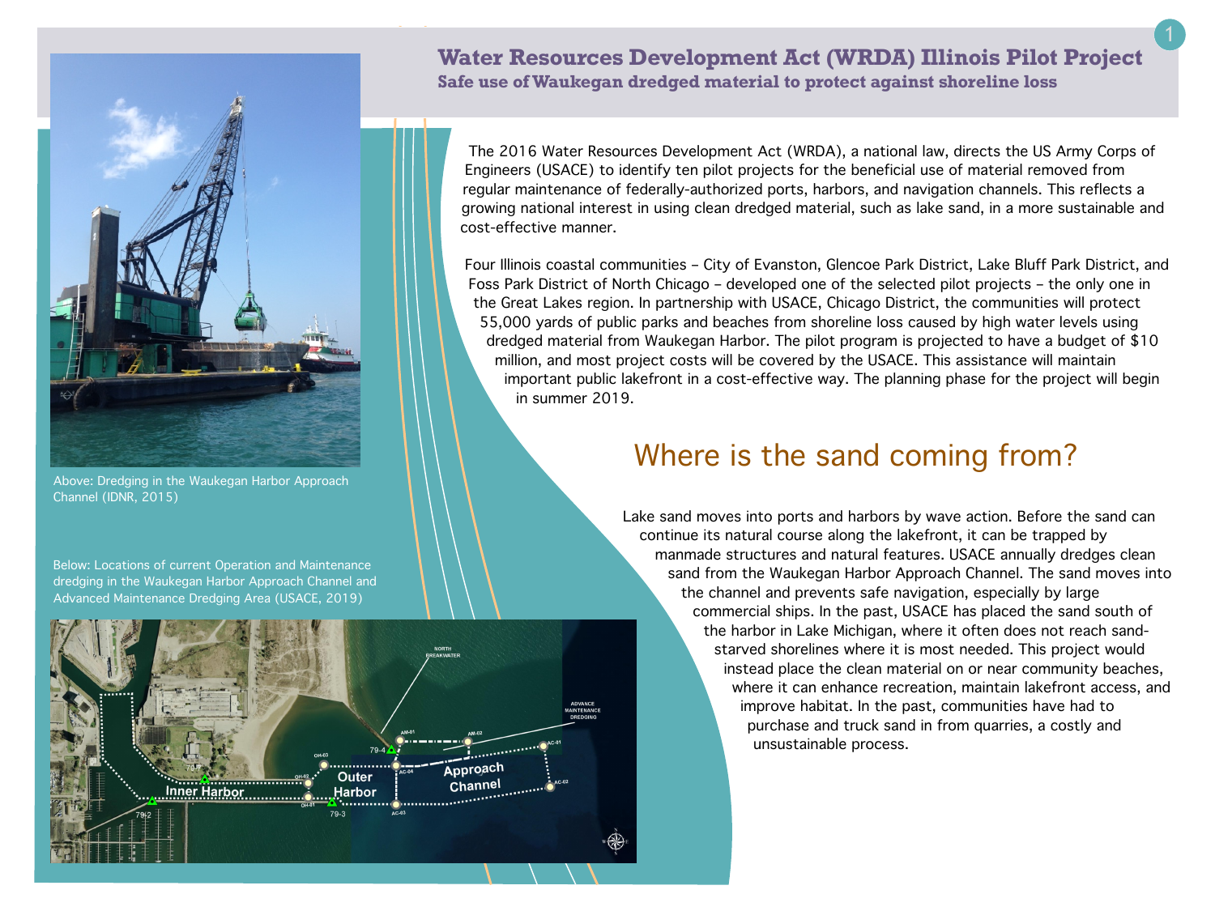# Water Resources Development Act (WRDA) Illinois Pilot Project

**Safe use of Waukegan dredged material to protect against shoreline loss**

Above: Dredging in the Waukegan Harbor Approach Channel (IDNR, 2015)

The 2016 Water Resources Development Act (WRDA), a national law, directs the US Army Corps of Engineers (USACE) to identify ten pilot projects for the beneficial use of material removed from regular maintenance of federally-authorized ports, harbors, and navigation channels. This reflects a growing national interest in using clean dredged material, such as lake sand, in a more sustainable and cost-effective manner.

Four Illinois coastal communities – City of Evanston, Glencoe Park District, Lake Bluff Park District, and Foss Park District of North Chicago – developed one of the selected pilot projects – the only one in the Great Lakes region. In partnership with USACE, Chicago District, the communities will protect 55,000 yards of public parks and beaches from shoreline loss caused by high water levels using dredged material from Waukegan Harbor. The pilot program is projected to have a budget of $10 million, and most project costs will be covered by the USACE. This assistance will maintain important public lakefront in a cost-effective way. The planning phase for the project will begin in summer 2019.

## Where is the sand coming from?

Lake sand moves into ports and harbors by wave action. Before the sand can continue its natural course along the lakefront, it can be trapped by manmade structures and natural features. USACE annually dredges clean sand from the Waukegan Harbor Approach Channel. The sand moves into the channel and prevents safe navigation, especially by large commercial ships. In the past, USACE has placed the sand south of the harbor in Lake Michigan, where it often does not reach sand-starved shorelines where it is most needed. This project would instead place the clean material on or near community beaches, where it can enhance recreation, maintain lakefront access, and improve habitat. In the past, communities have had to purchase and truck sand in from quarries, a costly and unsustainable process.

Below: Locations of current Operation and Maintenance dredging in the Waukegan Harbor Approach Channel and Advanced Maintenance Dredging Area (USACE, 2019)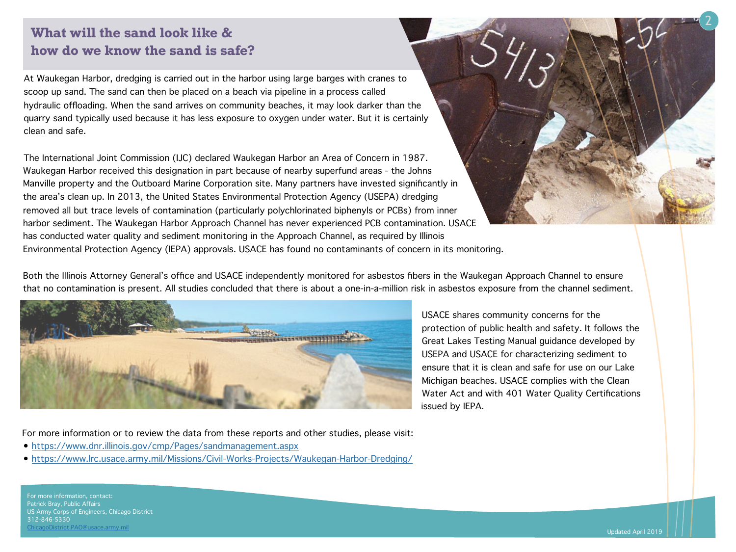## What will the sand look like & how do we know the sand is safe?

At Waukegan Harbor, dredging is carried out in the harbor using large barges with cranes to scoop up sand. The sand can then be placed on a beach via pipeline in a process called hydraulic offloading. When the sand arrives on community beaches, it may look darker than the quarry sand typically used because it has less exposure to oxygen under water. But it is certainly clean and safe.

The International Joint Commission (IJC) declared Waukegan Harbor an Area of Concern in 1987. Waukegan Harbor received this designation in part because of nearby superfund areas - the Johns Manville property and the Outboard Marine Corporation site. Many partners have invested significantly in the area's clean up. In 2013, the United States Environmental Protection Agency (USEPA) dredging removed all but trace levels of contamination (particularly polychlorinated biphenyls or PCBs) from inner harbor sediment. The Waukegan Harbor Approach Channel has never experienced PCB contamination. USACE has conducted water quality and sediment monitoring in the Approach Channel, as required by Illinois Environmental Protection Agency (IEPA) approvals. USACE has found no contaminants of concern in its monitoring.

Both the Illinois Attorney General's office and USACE independently monitored for asbestos fibers in the Waukegan Approach Channel to ensure that no contamination is present. All studies concluded that there is about a one-in-a-million risk in asbestos exposure from the channel sediment.

USACE shares community concerns for the protection of public health and safety. It follows the Great Lakes Testing Manual guidance developed by USEPA and USACE for characterizing sediment to ensure that it is clean and safe for use on our Lake Michigan beaches. USACE complies with the Clean Water Act and with 401 Water Quality Certifications issued by IEPA.

For more information or to review the data from these reports and other studies, please visit:

- https://www.dnr.illinois.gov/cmp/Pages/sandmanagement.aspx
- https://www.lrc.usace.army.mil/Missions/Civil-Works-Projects/Waukegan-Harbor-Dredging/

For more information, contact:
Patrick Bray, Public Affairs
US Army Corps of Engineers, Chicago District
312-846-5330
ChicagoDistrict.PAO@usace.army.mil

Updated April 2019